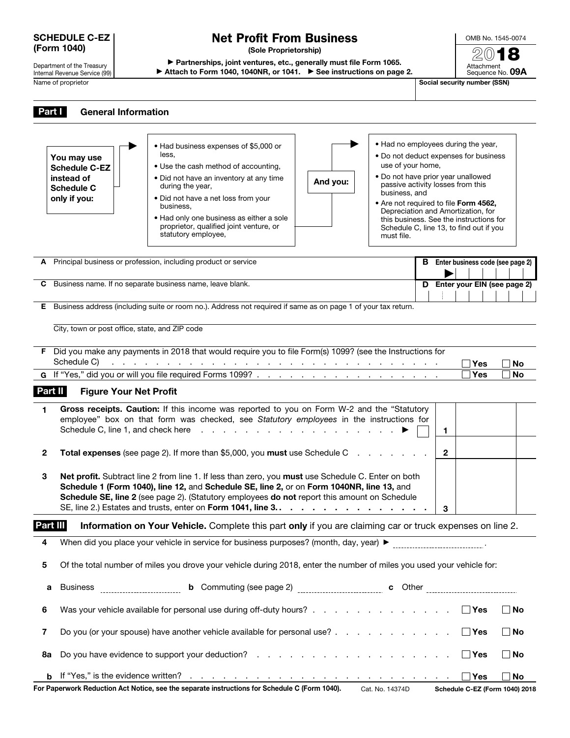**SCHEDULE C-EZ (Form 1040)**

Department of the Treasury
Internal Revenue Service (99)

# Net Profit From Business

**(Sole Proprietorship)**

▶ **Partnerships, joint ventures, etc., generally must file Form 1065.**
▶ **Attach to Form 1040, 1040NR, or 1041.** ▶ **See instructions on page 2.**

OMB No. 1545-0074

**2018**

Attachment Sequence No. **09A**

Name of proprietor | **Social security number (SSN)**

## Part I General Information

**You may use Schedule C-EZ instead of Schedule C only if you:**

- Had business expenses of $5,000 or less,
- Use the cash method of accounting,
- Did not have an inventory at any time during the year,
- Did not have a net loss from your business,
- Had only one business as either a sole proprietor, qualified joint venture, or statutory employee,

**And you:**

- Had no employees during the year,
- Do not deduct expenses for business use of your home,
- Do not have prior year unallowed passive activity losses from this business, and
- Are not required to file **Form 4562,** Depreciation and Amortization, for this business. See the instructions for Schedule C, line 13, to find out if you must file.

**A** Principal business or profession, including product or service | **B Enter business code (see page 2)** ▶

**C** Business name. If no separate business name, leave blank. | **D Enter your EIN (see page 2)**

**E** Business address (including suite or room no.). Address not required if same as on page 1 of your tax return.

City, town or post office, state, and ZIP code

**F** Did you make any payments in 2018 that would require you to file Form(s) 1099? (see the Instructions for Schedule C) . . . ☐ **Yes** ☐ **No**

**G** If "Yes," did you or will you file required Forms 1099? . . . ☐ **Yes** ☐ **No**

## Part II Figure Your Net Profit

| | | | |
|---|---|---|---|
| **1** | **Gross receipts. Caution:** If this income was reported to you on Form W-2 and the "Statutory employee" box on that form was checked, see *Statutory employees* in the instructions for Schedule C, line 1, and check here . . . ▶ ☐ | **1** | |
| **2** | **Total expenses** (see page 2). If more than $5,000, you **must** use Schedule C . . . | **2** | |
| **3** | **Net profit.** Subtract line 2 from line 1. If less than zero, you **must** use Schedule C. Enter on both **Schedule 1 (Form 1040), line 12,** and **Schedule SE, line 2,** or on **Form 1040NR, line 13,** and **Schedule SE, line 2** (see page 2). (Statutory employees **do not** report this amount on Schedule SE, line 2.) Estates and trusts, enter on **Form 1041, line 3.** . . . | **3** | |

## Part III Information on Your Vehicle. Complete this part only if you are claiming car or truck expenses on line 2.

**4** When did you place your vehicle in service for business purposes? (month, day, year) ▶ ____________.

**5** Of the total number of miles you drove your vehicle during 2018, enter the number of miles you used your vehicle for:

**a** Business ____________ **b** Commuting (see page 2) ____________ **c** Other ____________

**6** Was your vehicle available for personal use during off-duty hours? . . . ☐ **Yes** ☐ **No**

**7** Do you (or your spouse) have another vehicle available for personal use? . . . ☐ **Yes** ☐ **No**

**8a** Do you have evidence to support your deduction? . . . ☐ **Yes** ☐ **No**

**b** If "Yes," is the evidence written? . . . ☐ **Yes** ☐ **No**

**For Paperwork Reduction Act Notice, see the separate instructions for Schedule C (Form 1040).** Cat. No. 14374D **Schedule C-EZ (Form 1040) 2018**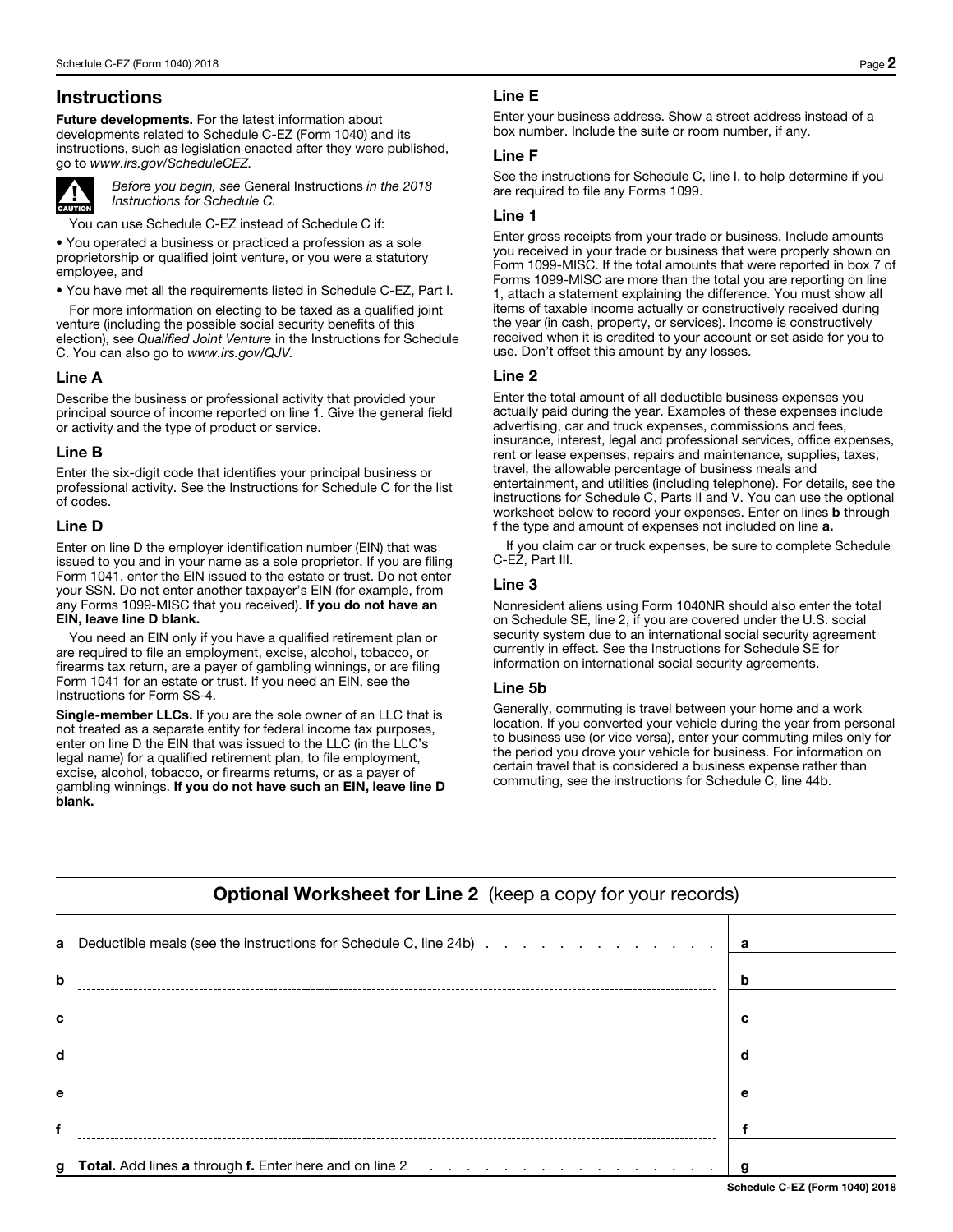## Instructions

**Future developments.** For the latest information about developments related to Schedule C-EZ (Form 1040) and its instructions, such as legislation enacted after they were published, go to *www.irs.gov/ScheduleCEZ*.

**CAUTION** *Before you begin, see* General Instructions *in the 2018 Instructions for Schedule C.*

You can use Schedule C-EZ instead of Schedule C if:

- You operated a business or practiced a profession as a sole proprietorship or qualified joint venture, or you were a statutory employee, and
- You have met all the requirements listed in Schedule C-EZ, Part I.

For more information on electing to be taxed as a qualified joint venture (including the possible social security benefits of this election), see *Qualified Joint Venture* in the Instructions for Schedule C. You can also go to *www.irs.gov/QJV*.

### Line A

Describe the business or professional activity that provided your principal source of income reported on line 1. Give the general field or activity and the type of product or service.

### Line B

Enter the six-digit code that identifies your principal business or professional activity. See the Instructions for Schedule C for the list of codes.

### Line D

Enter on line D the employer identification number (EIN) that was issued to you and in your name as a sole proprietor. If you are filing Form 1041, enter the EIN issued to the estate or trust. Do not enter your SSN. Do not enter another taxpayer's EIN (for example, from any Forms 1099-MISC that you received). **If you do not have an EIN, leave line D blank.**

You need an EIN only if you have a qualified retirement plan or are required to file an employment, excise, alcohol, tobacco, or firearms tax return, are a payer of gambling winnings, or are filing Form 1041 for an estate or trust. If you need an EIN, see the Instructions for Form SS-4.

**Single-member LLCs.** If you are the sole owner of an LLC that is not treated as a separate entity for federal income tax purposes, enter on line D the EIN that was issued to the LLC (in the LLC's legal name) for a qualified retirement plan, to file employment, excise, alcohol, tobacco, or firearms returns, or as a payer of gambling winnings. **If you do not have such an EIN, leave line D blank.**

### Line E

Enter your business address. Show a street address instead of a box number. Include the suite or room number, if any.

### Line F

See the instructions for Schedule C, line I, to help determine if you are required to file any Forms 1099.

### Line 1

Enter gross receipts from your trade or business. Include amounts you received in your trade or business that were properly shown on Form 1099-MISC. If the total amounts that were reported in box 7 of Forms 1099-MISC are more than the total you are reporting on line 1, attach a statement explaining the difference. You must show all items of taxable income actually or constructively received during the year (in cash, property, or services). Income is constructively received when it is credited to your account or set aside for you to use. Don't offset this amount by any losses.

### Line 2

Enter the total amount of all deductible business expenses you actually paid during the year. Examples of these expenses include advertising, car and truck expenses, commissions and fees, insurance, interest, legal and professional services, office expenses, rent or lease expenses, repairs and maintenance, supplies, taxes, travel, the allowable percentage of business meals and entertainment, and utilities (including telephone). For details, see the instructions for Schedule C, Parts II and V. You can use the optional worksheet below to record your expenses. Enter on lines **b** through **f** the type and amount of expenses not included on line **a.**

If you claim car or truck expenses, be sure to complete Schedule C-EZ, Part III.

### Line 3

Nonresident aliens using Form 1040NR should also enter the total on Schedule SE, line 2, if you are covered under the U.S. social security system due to an international social security agreement currently in effect. See the Instructions for Schedule SE for information on international social security agreements.

### Line 5b

Generally, commuting is travel between your home and a work location. If you converted your vehicle during the year from personal to business use (or vice versa), enter your commuting miles only for the period you drove your vehicle for business. For information on certain travel that is considered a business expense rather than commuting, see the instructions for Schedule C, line 44b.

## Optional Worksheet for Line 2 (keep a copy for your records)

| | | | | |
|---|---|---|---|---|
| **a** | Deductible meals (see the instructions for Schedule C, line 24b) . . . . . . . . . . . . . | **a** | | |
| **b** | | **b** | | |
| **c** | | **c** | | |
| **d** | | **d** | | |
| **e** | | **e** | | |
| **f** | | **f** | | |
| **g** | **Total.** Add lines **a** through **f.** Enter here and on line 2 . . . . . . . . . . . . . . . . . | **g** | | |